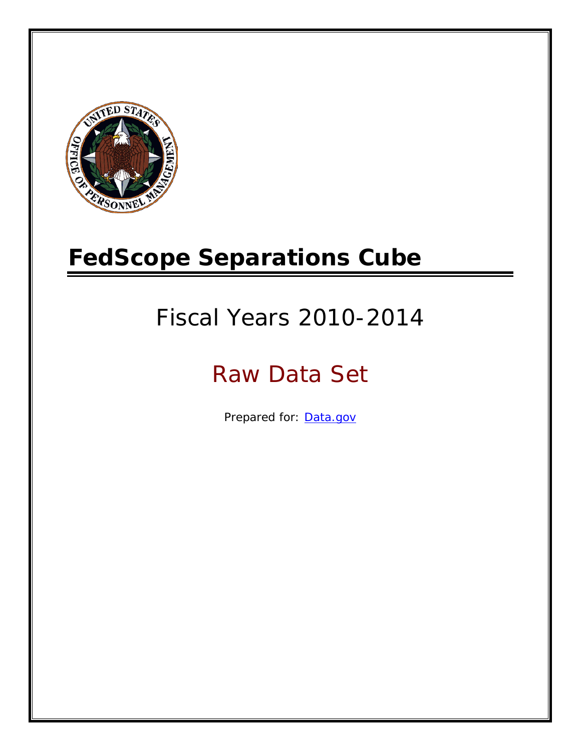# FedScope Separations Cube

## Fiscal Years 2010-2014

## Raw Data Set

Prepared for: [Data.gov](Data.gov)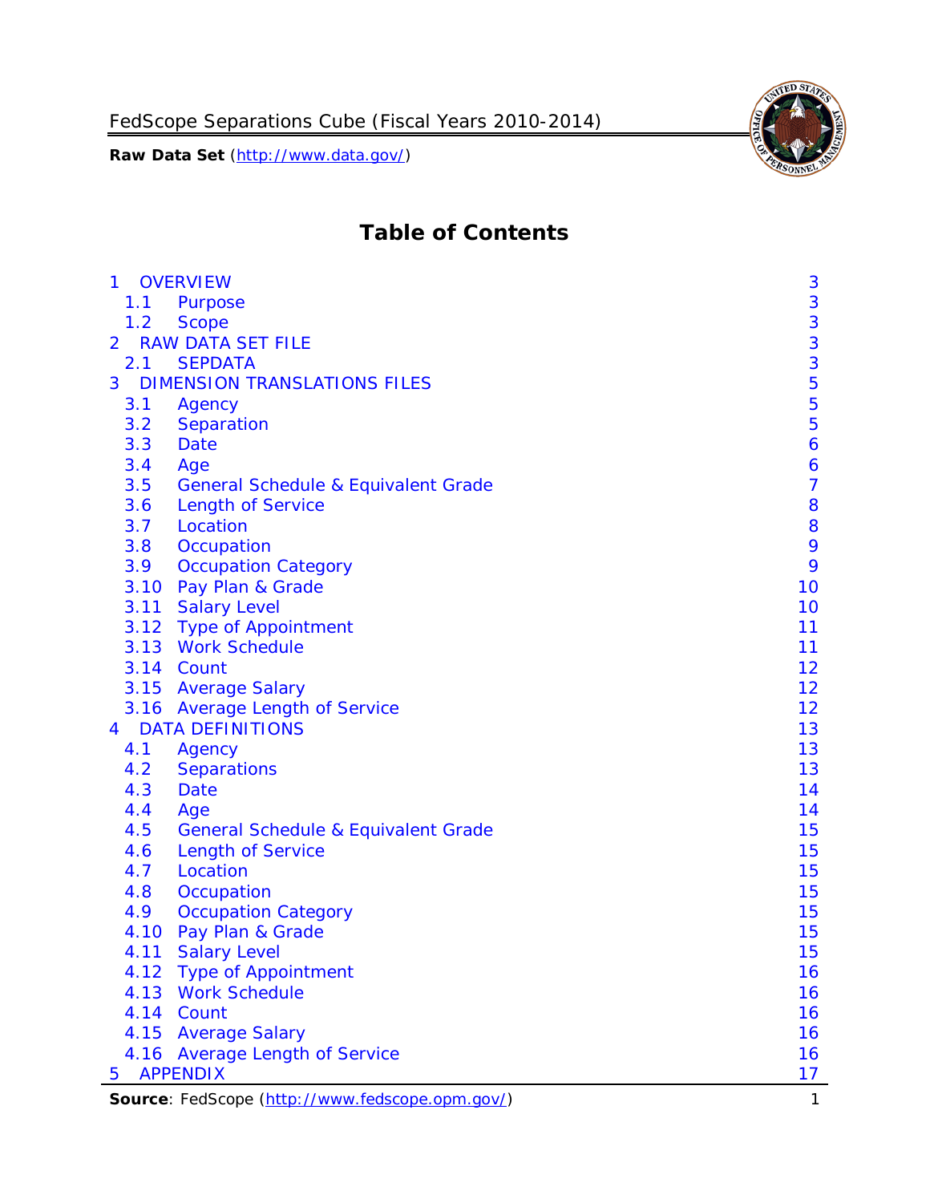# Table of Contents

| | | |
|---|---|---|
| 1 | OVERVIEW | 3 |
| 1.1 | Purpose | 3 |
| 1.2 | Scope | 3 |
| 2 | RAW DATA SET FILE | 3 |
| 2.1 | SEPDATA | 3 |
| 3 | DIMENSION TRANSLATIONS FILES | 5 |
| 3.1 | Agency | 5 |
| 3.2 | Separation | 5 |
| 3.3 | Date | 6 |
| 3.4 | Age | 6 |
| 3.5 | General Schedule & Equivalent Grade | 7 |
| 3.6 | Length of Service | 8 |
| 3.7 | Location | 8 |
| 3.8 | Occupation | 9 |
| 3.9 | Occupation Category | 9 |
| 3.10 | Pay Plan & Grade | 10 |
| 3.11 | Salary Level | 10 |
| 3.12 | Type of Appointment | 11 |
| 3.13 | Work Schedule | 11 |
| 3.14 | Count | 12 |
| 3.15 | Average Salary | 12 |
| 3.16 | Average Length of Service | 12 |
| 4 | DATA DEFINITIONS | 13 |
| 4.1 | Agency | 13 |
| 4.2 | Separations | 13 |
| 4.3 | Date | 14 |
| 4.4 | Age | 14 |
| 4.5 | General Schedule & Equivalent Grade | 15 |
| 4.6 | Length of Service | 15 |
| 4.7 | Location | 15 |
| 4.8 | Occupation | 15 |
| 4.9 | Occupation Category | 15 |
| 4.10 | Pay Plan & Grade | 15 |
| 4.11 | Salary Level | 15 |
| 4.12 | Type of Appointment | 16 |
| 4.13 | Work Schedule | 16 |
| 4.14 | Count | 16 |
| 4.15 | Average Salary | 16 |
| 4.16 | Average Length of Service | 16 |
| 5 | APPENDIX | 17 |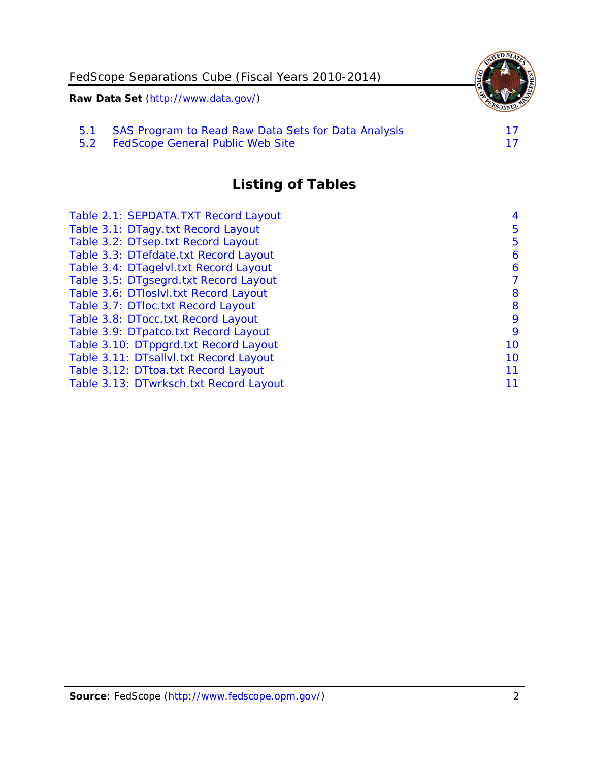5.1 SAS Program to Read Raw Data Sets for Data Analysis 17
5.2 FedScope General Public Web Site 17

## Listing of Tables

Table 2.1: SEPDATA.TXT Record Layout 4
Table 3.1: DTagy.txt Record Layout 5
Table 3.2: DTsep.txt Record Layout 5
Table 3.3: DTefdate.txt Record Layout 6
Table 3.4: DTagelvl.txt Record Layout 6
Table 3.5: DTgsegrd.txt Record Layout 7
Table 3.6: DTloslvl.txt Record Layout 8
Table 3.7: DTloc.txt Record Layout 8
Table 3.8: DTocc.txt Record Layout 9
Table 3.9: DTpatco.txt Record Layout 9
Table 3.10: DTppgrd.txt Record Layout 10
Table 3.11: DTsallvl.txt Record Layout 10
Table 3.12: DTtoa.txt Record Layout 11
Table 3.13: DTwrksch.txt Record Layout 11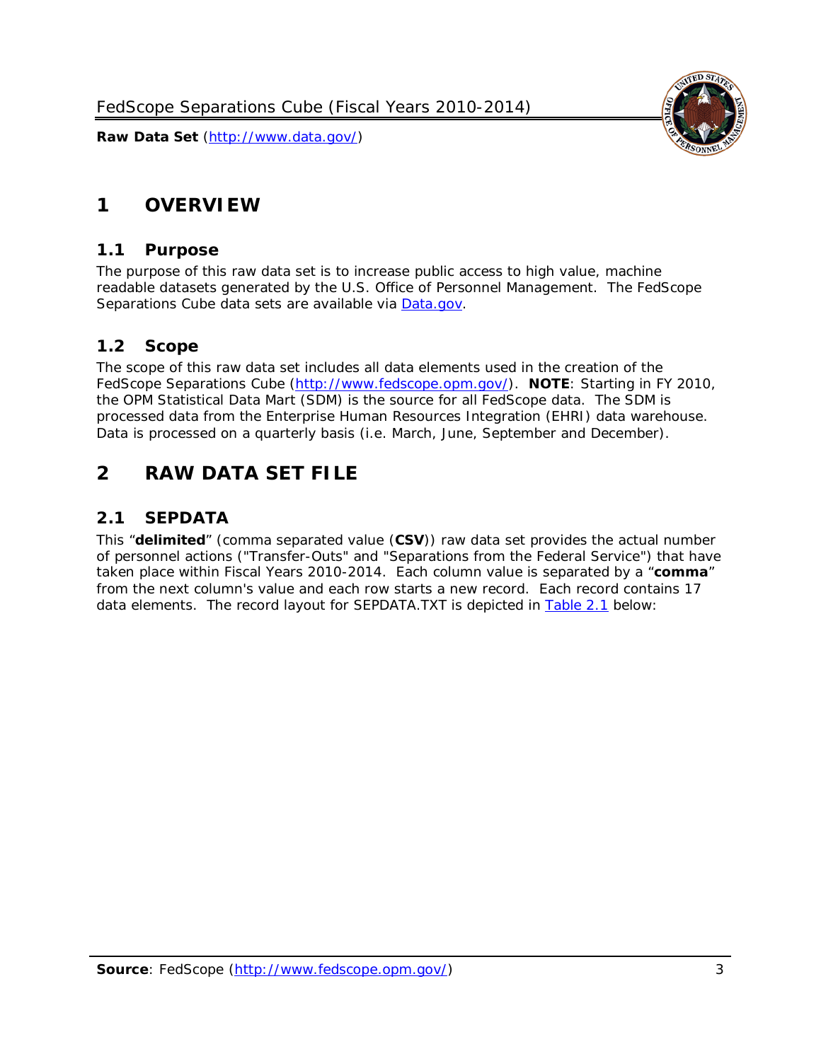# 1 OVERVIEW

## 1.1 Purpose

The purpose of this raw data set is to increase public access to high value, machine readable datasets generated by the U.S. Office of Personnel Management. The FedScope Separations Cube data sets are available via [Data.gov](http://www.data.gov/).

## 1.2 Scope

The scope of this raw data set includes all data elements used in the creation of the FedScope Separations Cube ([http://www.fedscope.opm.gov/](http://www.fedscope.opm.gov/)). **NOTE**: Starting in FY 2010, the OPM Statistical Data Mart (SDM) is the source for all FedScope data. The SDM is processed data from the Enterprise Human Resources Integration (EHRI) data warehouse. Data is processed on a quarterly basis (i.e. March, June, September and December).

# 2 RAW DATA SET FILE

## 2.1 SEPDATA

This "**delimited**" (comma separated value (**CSV**)) raw data set provides the actual number of personnel actions ("Transfer-Outs" and "Separations from the Federal Service") that have taken place within Fiscal Years 2010-2014. Each column value is separated by a "**comma**" from the next column's value and each row starts a new record. Each record contains 17 data elements. The record layout for SEPDATA.TXT is depicted in Table 2.1 below: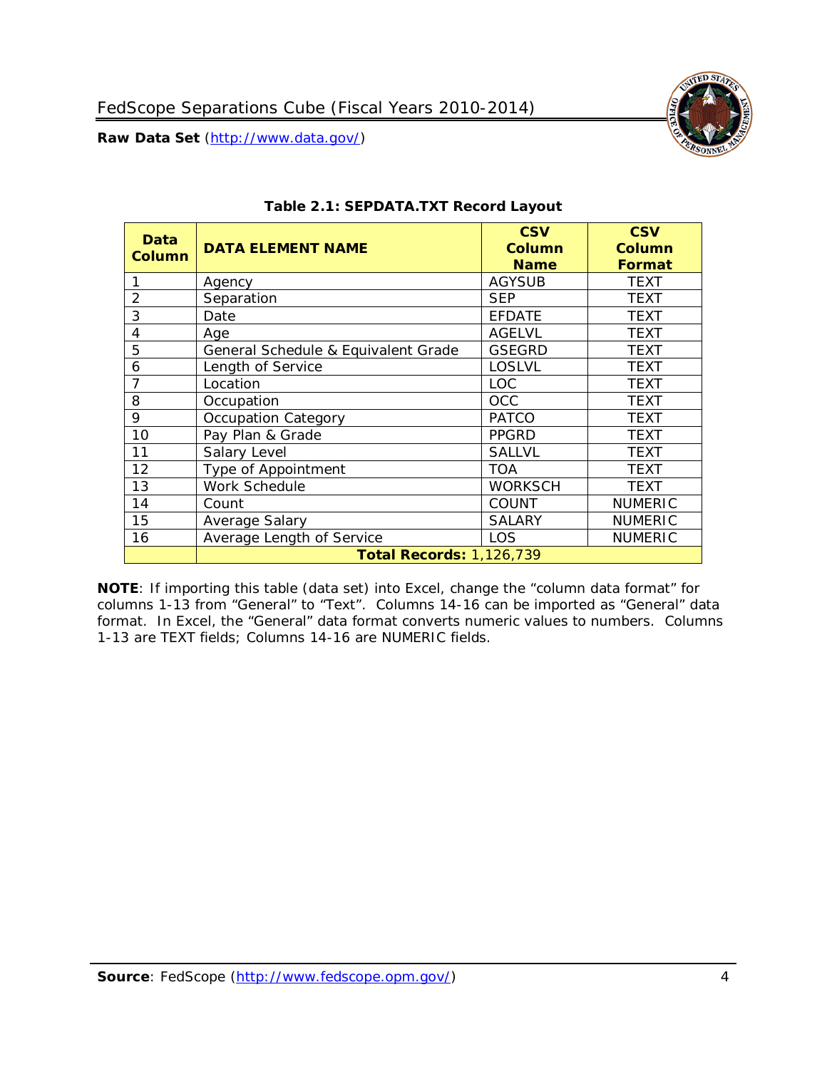**Table 2.1: SEPDATA.TXT Record Layout**

| Data Column | DATA ELEMENT NAME | CSV Column Name | CSV Column Format |
|---|---|---|---|
| 1 | Agency | AGYSUB | TEXT |
| 2 | Separation | SEP | TEXT |
| 3 | Date | EFDATE | TEXT |
| 4 | Age | AGELVL | TEXT |
| 5 | General Schedule & Equivalent Grade | GSEGRD | TEXT |
| 6 | Length of Service | LOSLVL | TEXT |
| 7 | Location | LOC | TEXT |
| 8 | Occupation | OCC | TEXT |
| 9 | Occupation Category | PATCO | TEXT |
| 10 | Pay Plan & Grade | PPGRD | TEXT |
| 11 | Salary Level | SALLVL | TEXT |
| 12 | Type of Appointment | TOA | TEXT |
| 13 | Work Schedule | WORKSCH | TEXT |
| 14 | Count | COUNT | NUMERIC |
| 15 | Average Salary | SALARY | NUMERIC |
| 16 | Average Length of Service | LOS | NUMERIC |
| | **Total Records:** 1,126,739 | | |

**NOTE**: If importing this table (data set) into Excel, change the "column data format" for columns 1-13 from "General" to "Text". Columns 14-16 can be imported as "General" data format. In Excel, the "General" data format converts numeric values to numbers. Columns 1-13 are TEXT fields; Columns 14-16 are NUMERIC fields.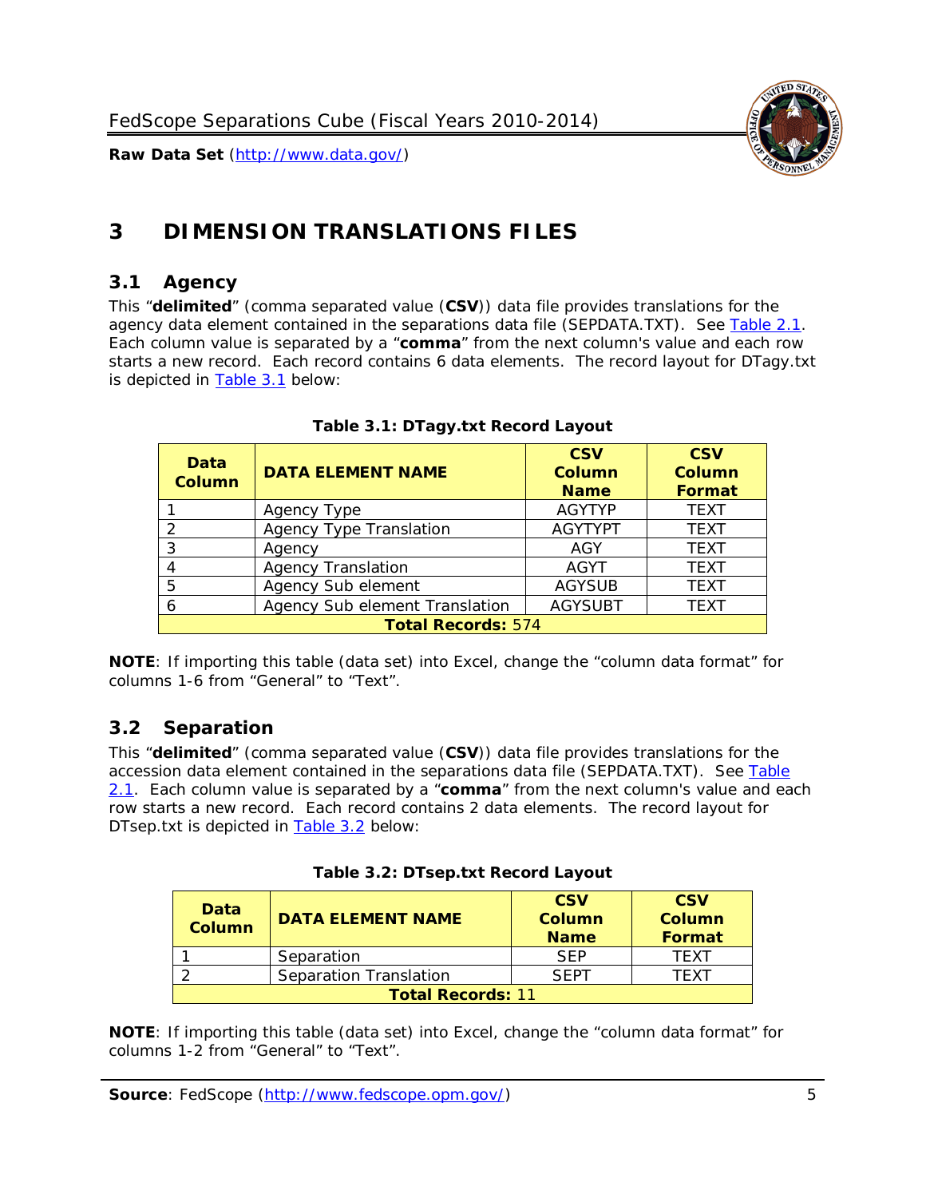# 3 DIMENSION TRANSLATIONS FILES

## 3.1 Agency

This "**delimited**" (comma separated value (**CSV**)) data file provides translations for the agency data element contained in the separations data file (SEPDATA.TXT). See Table 2.1. Each column value is separated by a "**comma**" from the next column's value and each row starts a new record. Each record contains 6 data elements. The record layout for DTagy.txt is depicted in Table 3.1 below:

**Table 3.1: DTagy.txt Record Layout**

| Data Column | DATA ELEMENT NAME | CSV Column Name | CSV Column Format |
|---|---|---|---|
| 1 | Agency Type | AGYTYP | TEXT |
| 2 | Agency Type Translation | AGYTYPT | TEXT |
| 3 | Agency | AGY | TEXT |
| 4 | Agency Translation | AGYT | TEXT |
| 5 | Agency Sub element | AGYSUB | TEXT |
| 6 | Agency Sub element Translation | AGYSUBT | TEXT |
| **Total Records:** 574 | | | |

**NOTE**: If importing this table (data set) into Excel, change the "column data format" for columns 1-6 from "General" to "Text".

## 3.2 Separation

This "**delimited**" (comma separated value (**CSV**)) data file provides translations for the accession data element contained in the separations data file (SEPDATA.TXT). See Table 2.1. Each column value is separated by a "**comma**" from the next column's value and each row starts a new record. Each record contains 2 data elements. The record layout for DTsep.txt is depicted in Table 3.2 below:

**Table 3.2: DTsep.txt Record Layout**

| Data Column | DATA ELEMENT NAME | CSV Column Name | CSV Column Format |
|---|---|---|---|
| 1 | Separation | SEP | TEXT |
| 2 | Separation Translation | SEPT | TEXT |
| **Total Records:** 11 | | | |

**NOTE**: If importing this table (data set) into Excel, change the "column data format" for columns 1-2 from "General" to "Text".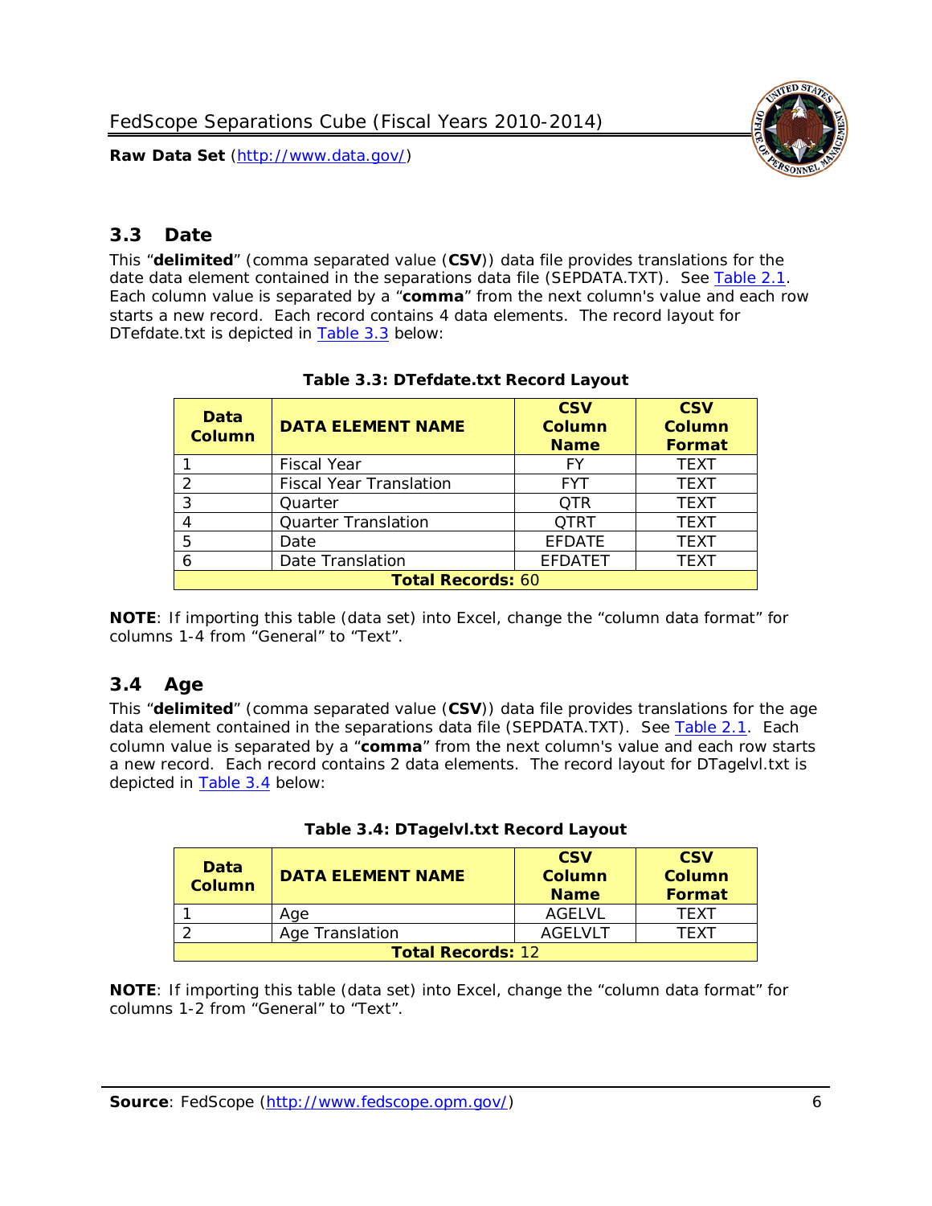## 3.3 Date

This "**delimited**" (comma separated value (**CSV**)) data file provides translations for the date data element contained in the separations data file (SEPDATA.TXT). See Table 2.1. Each column value is separated by a "**comma**" from the next column's value and each row starts a new record. Each record contains 4 data elements. The record layout for DTefdate.txt is depicted in Table 3.3 below:

**Table 3.3: DTefdate.txt Record Layout**

| Data Column | DATA ELEMENT NAME | CSV Column Name | CSV Column Format |
|---|---|---|---|
| 1 | Fiscal Year | FY | TEXT |
| 2 | Fiscal Year Translation | FYT | TEXT |
| 3 | Quarter | QTR | TEXT |
| 4 | Quarter Translation | QTRT | TEXT |
| 5 | Date | EFDATE | TEXT |
| 6 | Date Translation | EFDATET | TEXT |
| **Total Records:** 60 | | | |

**NOTE**: If importing this table (data set) into Excel, change the "column data format" for columns 1-4 from "General" to "Text".

## 3.4 Age

This "**delimited**" (comma separated value (**CSV**)) data file provides translations for the age data element contained in the separations data file (SEPDATA.TXT). See Table 2.1. Each column value is separated by a "**comma**" from the next column's value and each row starts a new record. Each record contains 2 data elements. The record layout for DTagelvl.txt is depicted in Table 3.4 below:

**Table 3.4: DTagelvl.txt Record Layout**

| Data Column | DATA ELEMENT NAME | CSV Column Name | CSV Column Format |
|---|---|---|---|
| 1 | Age | AGELVL | TEXT |
| 2 | Age Translation | AGELVLT | TEXT |
| **Total Records:** 12 | | | |

**NOTE**: If importing this table (data set) into Excel, change the "column data format" for columns 1-2 from "General" to "Text".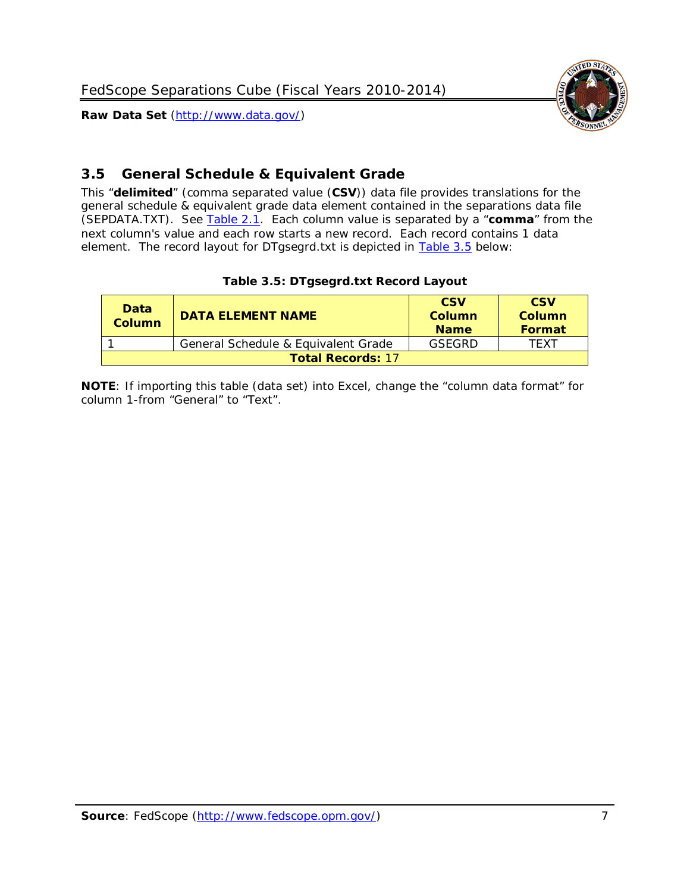## 3.5 General Schedule & Equivalent Grade

This "**delimited**" (comma separated value (**CSV**)) data file provides translations for the general schedule & equivalent grade data element contained in the separations data file (SEPDATA.TXT). See Table 2.1. Each column value is separated by a "**comma**" from the next column's value and each row starts a new record. Each record contains 1 data element. The record layout for DTgsegrd.txt is depicted in Table 3.5 below:

**Table 3.5: DTgsegrd.txt Record Layout**

| Data Column | DATA ELEMENT NAME | CSV Column Name | CSV Column Format |
|---|---|---|---|
| 1 | General Schedule & Equivalent Grade | GSEGRD | TEXT |
| **Total Records:** 17 | | | |

**NOTE**: If importing this table (data set) into Excel, change the "column data format" for column 1-from "General" to "Text".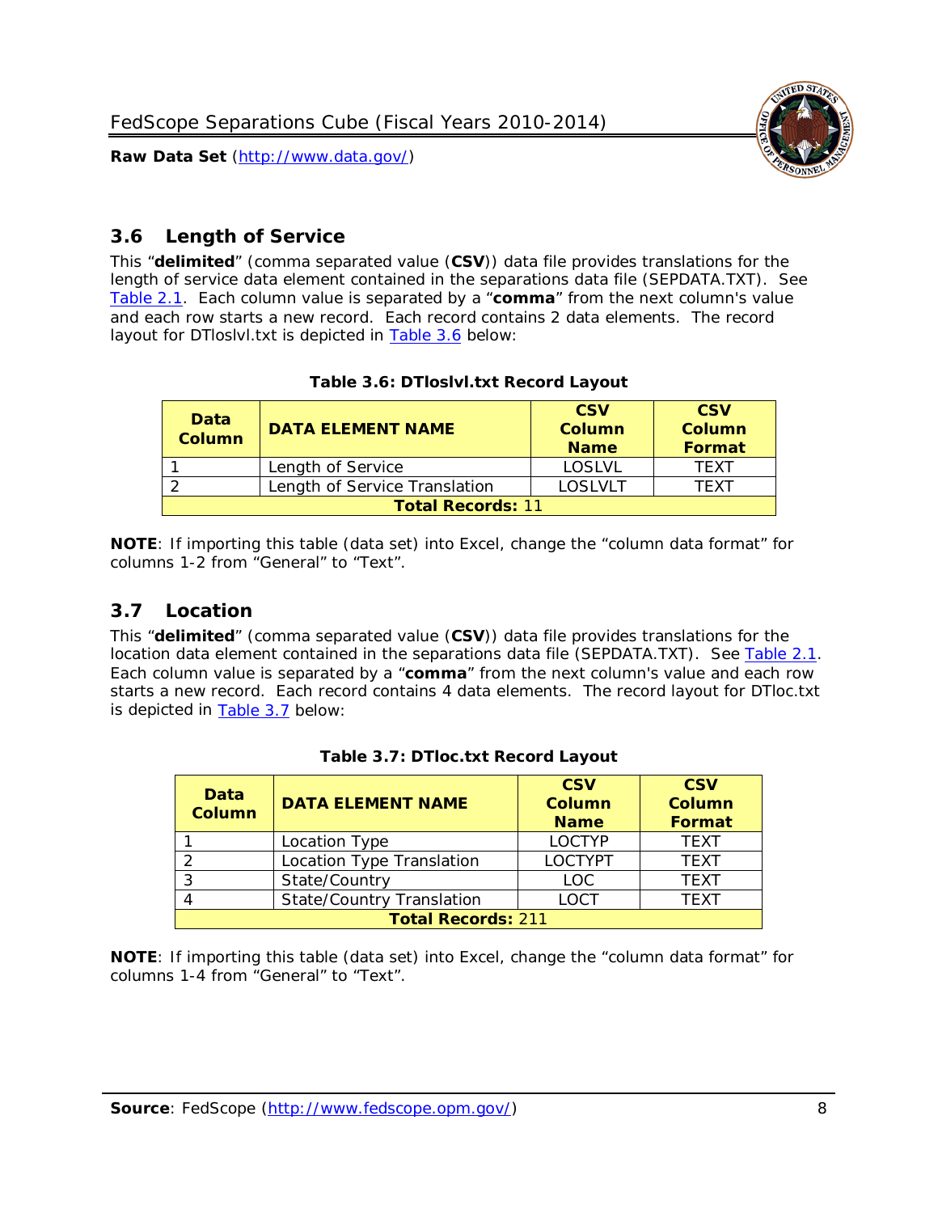## 3.6 Length of Service

This "**delimited**" (comma separated value (**CSV**)) data file provides translations for the length of service data element contained in the separations data file (SEPDATA.TXT). See Table 2.1. Each column value is separated by a "**comma**" from the next column's value and each row starts a new record. Each record contains 2 data elements. The record layout for DTloslvl.txt is depicted in Table 3.6 below:

**Table 3.6: DTloslvl.txt Record Layout**

| Data Column | DATA ELEMENT NAME | CSV Column Name | CSV Column Format |
|---|---|---|---|
| 1 | Length of Service | LOSLVL | TEXT |
| 2 | Length of Service Translation | LOSLVLT | TEXT |
| **Total Records:** 11 | | | |

**NOTE**: If importing this table (data set) into Excel, change the "column data format" for columns 1-2 from "General" to "Text".

## 3.7 Location

This "**delimited**" (comma separated value (**CSV**)) data file provides translations for the location data element contained in the separations data file (SEPDATA.TXT). See Table 2.1. Each column value is separated by a "**comma**" from the next column's value and each row starts a new record. Each record contains 4 data elements. The record layout for DTloc.txt is depicted in Table 3.7 below:

**Table 3.7: DTloc.txt Record Layout**

| Data Column | DATA ELEMENT NAME | CSV Column Name | CSV Column Format |
|---|---|---|---|
| 1 | Location Type | LOCTYP | TEXT |
| 2 | Location Type Translation | LOCTYPT | TEXT |
| 3 | State/Country | LOC | TEXT |
| 4 | State/Country Translation | LOCT | TEXT |
| **Total Records:** 211 | | | |

**NOTE**: If importing this table (data set) into Excel, change the "column data format" for columns 1-4 from "General" to "Text".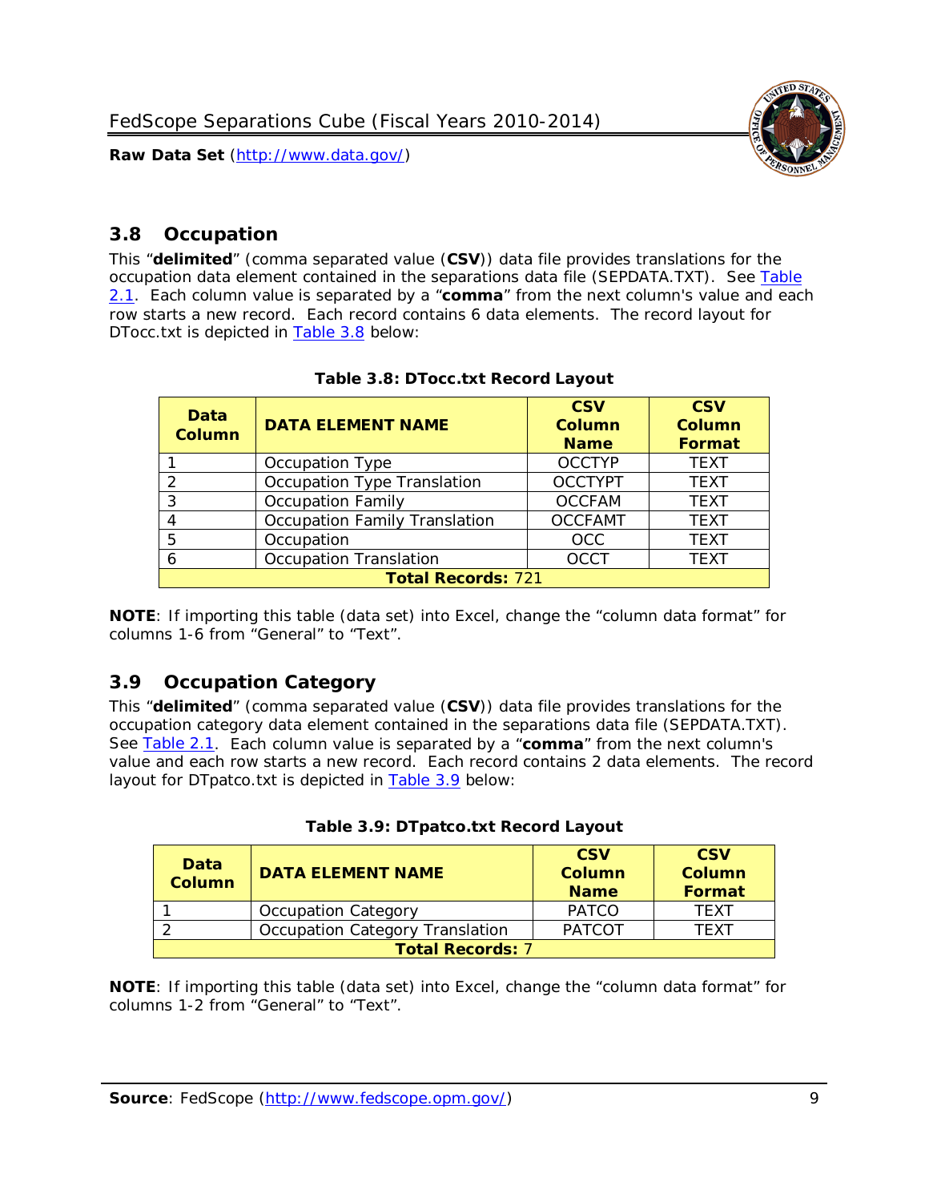## 3.8 Occupation

This "**delimited**" (comma separated value (**CSV**)) data file provides translations for the occupation data element contained in the separations data file (SEPDATA.TXT). See Table 2.1. Each column value is separated by a "**comma**" from the next column's value and each row starts a new record. Each record contains 6 data elements. The record layout for DTocc.txt is depicted in Table 3.8 below:

**Table 3.8: DTocc.txt Record Layout**

| Data Column | DATA ELEMENT NAME | CSV Column Name | CSV Column Format |
|---|---|---|---|
| 1 | Occupation Type | OCCTYP | TEXT |
| 2 | Occupation Type Translation | OCCTYPT | TEXT |
| 3 | Occupation Family | OCCFAM | TEXT |
| 4 | Occupation Family Translation | OCCFAMT | TEXT |
| 5 | Occupation | OCC | TEXT |
| 6 | Occupation Translation | OCCT | TEXT |
| **Total Records:** 721 | | | |

**NOTE**: If importing this table (data set) into Excel, change the "column data format" for columns 1-6 from "General" to "Text".

## 3.9 Occupation Category

This "**delimited**" (comma separated value (**CSV**)) data file provides translations for the occupation category data element contained in the separations data file (SEPDATA.TXT). See Table 2.1. Each column value is separated by a "**comma**" from the next column's value and each row starts a new record. Each record contains 2 data elements. The record layout for DTpatco.txt is depicted in Table 3.9 below:

**Table 3.9: DTpatco.txt Record Layout**

| Data Column | DATA ELEMENT NAME | CSV Column Name | CSV Column Format |
|---|---|---|---|
| 1 | Occupation Category | PATCO | TEXT |
| 2 | Occupation Category Translation | PATCOT | TEXT |
| **Total Records:** 7 | | | |

**NOTE**: If importing this table (data set) into Excel, change the "column data format" for columns 1-2 from "General" to "Text".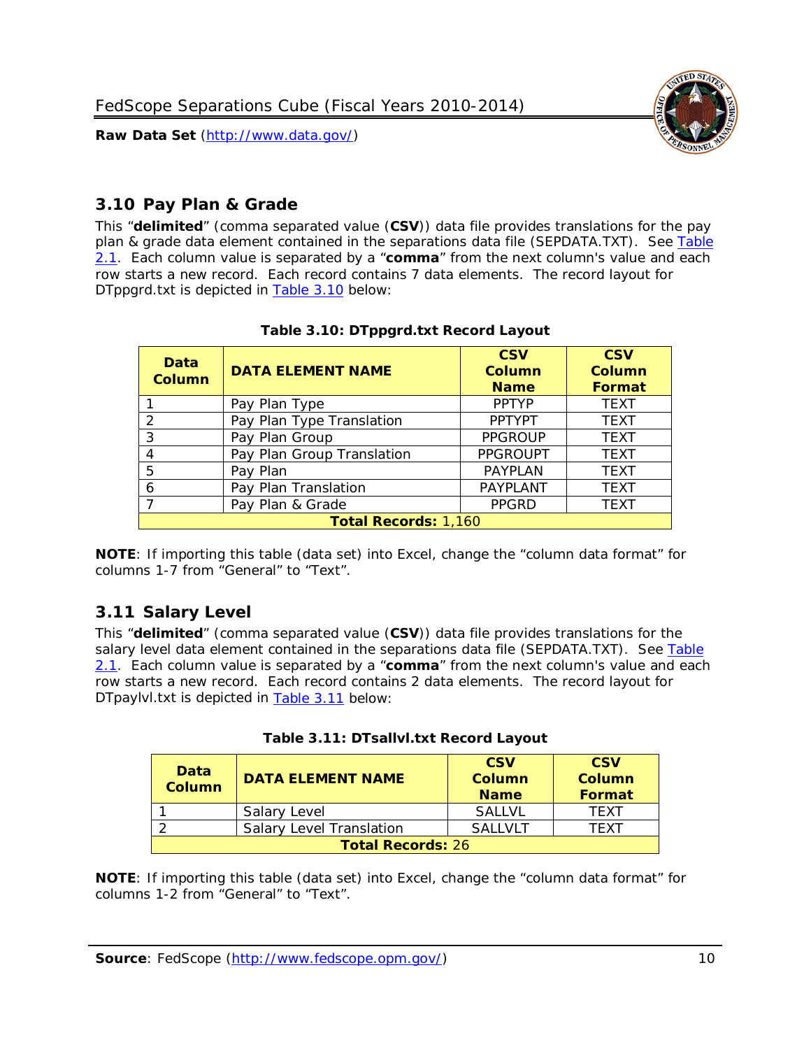## 3.10 Pay Plan & Grade

This "**delimited**" (comma separated value (**CSV**)) data file provides translations for the pay plan & grade data element contained in the separations data file (SEPDATA.TXT). See Table 2.1. Each column value is separated by a "**comma**" from the next column's value and each row starts a new record. Each record contains 7 data elements. The record layout for DTppgrd.txt is depicted in Table 3.10 below:

**Table 3.10: DTppgrd.txt Record Layout**

| Data Column | DATA ELEMENT NAME | CSV Column Name | CSV Column Format |
|---|---|---|---|
| 1 | Pay Plan Type | PPTYP | TEXT |
| 2 | Pay Plan Type Translation | PPTYPT | TEXT |
| 3 | Pay Plan Group | PPGROUP | TEXT |
| 4 | Pay Plan Group Translation | PPGROUPT | TEXT |
| 5 | Pay Plan | PAYPLAN | TEXT |
| 6 | Pay Plan Translation | PAYPLANT | TEXT |
| 7 | Pay Plan & Grade | PPGRD | TEXT |
| **Total Records:** 1,160 | | | |

**NOTE**: If importing this table (data set) into Excel, change the "column data format" for columns 1-7 from "General" to "Text".

## 3.11 Salary Level

This "**delimited**" (comma separated value (**CSV**)) data file provides translations for the salary level data element contained in the separations data file (SEPDATA.TXT). See Table 2.1. Each column value is separated by a "**comma**" from the next column's value and each row starts a new record. Each record contains 2 data elements. The record layout for DTpaylvl.txt is depicted in Table 3.11 below:

**Table 3.11: DTsallvl.txt Record Layout**

| Data Column | DATA ELEMENT NAME | CSV Column Name | CSV Column Format |
|---|---|---|---|
| 1 | Salary Level | SALLVL | TEXT |
| 2 | Salary Level Translation | SALLVLT | TEXT |
| **Total Records:** 26 | | | |

**NOTE**: If importing this table (data set) into Excel, change the "column data format" for columns 1-2 from "General" to "Text".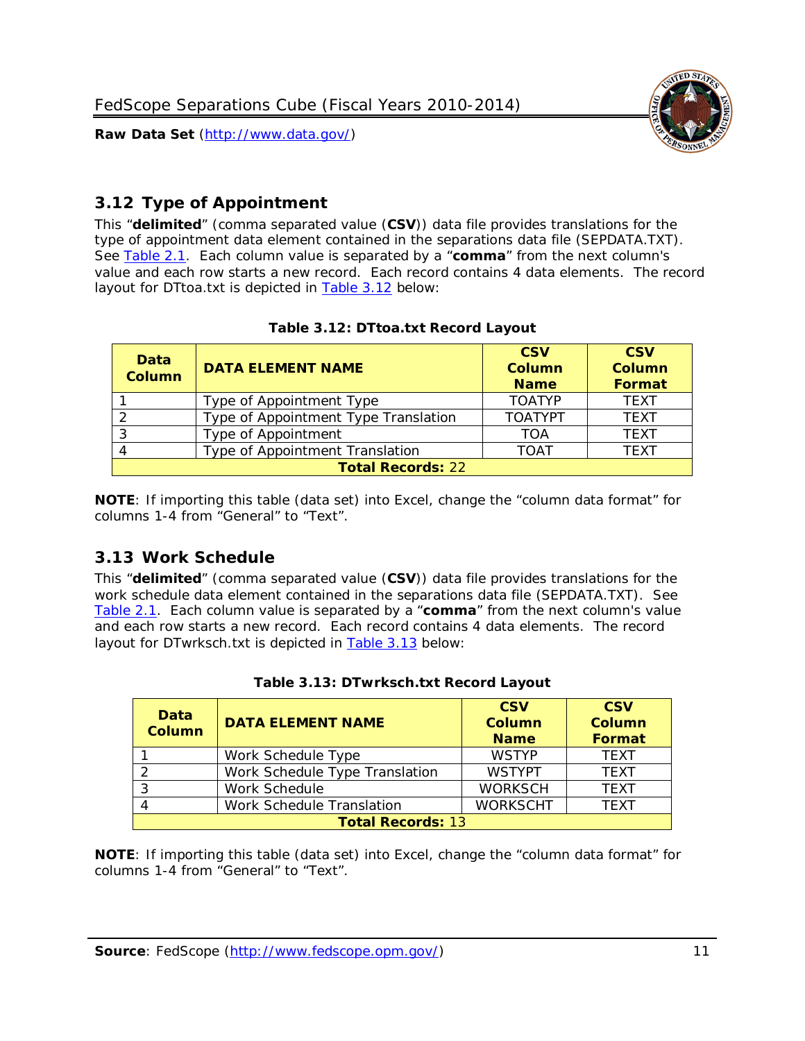## 3.12 Type of Appointment

This “**delimited**” (comma separated value (**CSV**)) data file provides translations for the type of appointment data element contained in the separations data file (SEPDATA.TXT). See Table 2.1. Each column value is separated by a “**comma**” from the next column's value and each row starts a new record. Each record contains 4 data elements. The record layout for DTtoa.txt is depicted in Table 3.12 below:

**Table 3.12: DTtoa.txt Record Layout**

| Data Column | DATA ELEMENT NAME | CSV Column Name | CSV Column Format |
|---|---|---|---|
| 1 | Type of Appointment Type | TOATYP | TEXT |
| 2 | Type of Appointment Type Translation | TOATYPT | TEXT |
| 3 | Type of Appointment | TOA | TEXT |
| 4 | Type of Appointment Translation | TOAT | TEXT |
| **Total Records:** 22 | | | |

**NOTE**: If importing this table (data set) into Excel, change the “column data format” for columns 1-4 from “General” to “Text”.

## 3.13 Work Schedule

This “**delimited**” (comma separated value (**CSV**)) data file provides translations for the work schedule data element contained in the separations data file (SEPDATA.TXT). See Table 2.1. Each column value is separated by a “**comma**” from the next column's value and each row starts a new record. Each record contains 4 data elements. The record layout for DTwrksch.txt is depicted in Table 3.13 below:

**Table 3.13: DTwrksch.txt Record Layout**

| Data Column | DATA ELEMENT NAME | CSV Column Name | CSV Column Format |
|---|---|---|---|
| 1 | Work Schedule Type | WSTYP | TEXT |
| 2 | Work Schedule Type Translation | WSTYPT | TEXT |
| 3 | Work Schedule | WORKSCH | TEXT |
| 4 | Work Schedule Translation | WORKSCHT | TEXT |
| **Total Records:** 13 | | | |

**NOTE**: If importing this table (data set) into Excel, change the “column data format” for columns 1-4 from “General” to “Text”.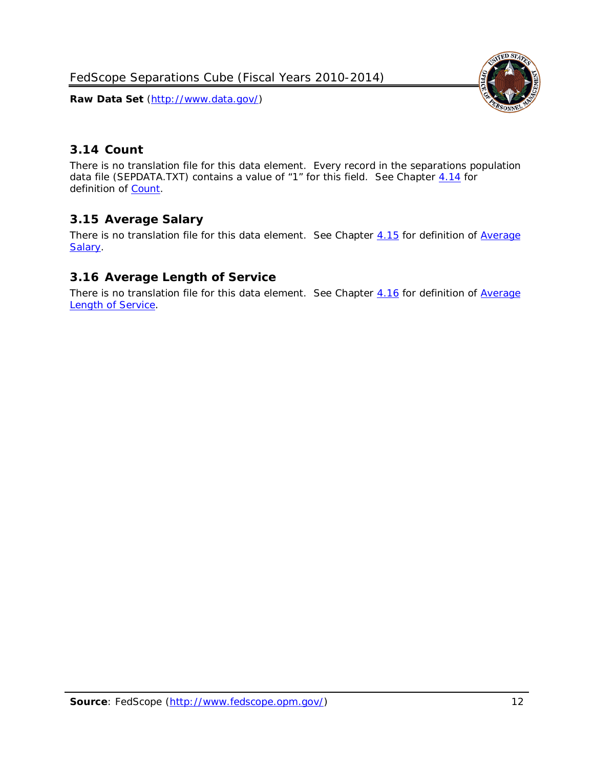## 3.14 Count

There is no translation file for this data element. Every record in the separations population data file (SEPDATA.TXT) contains a value of "1" for this field. See Chapter 4.14 for definition of Count.

## 3.15 Average Salary

There is no translation file for this data element. See Chapter 4.15 for definition of Average Salary.

## 3.16 Average Length of Service

There is no translation file for this data element. See Chapter 4.16 for definition of Average Length of Service.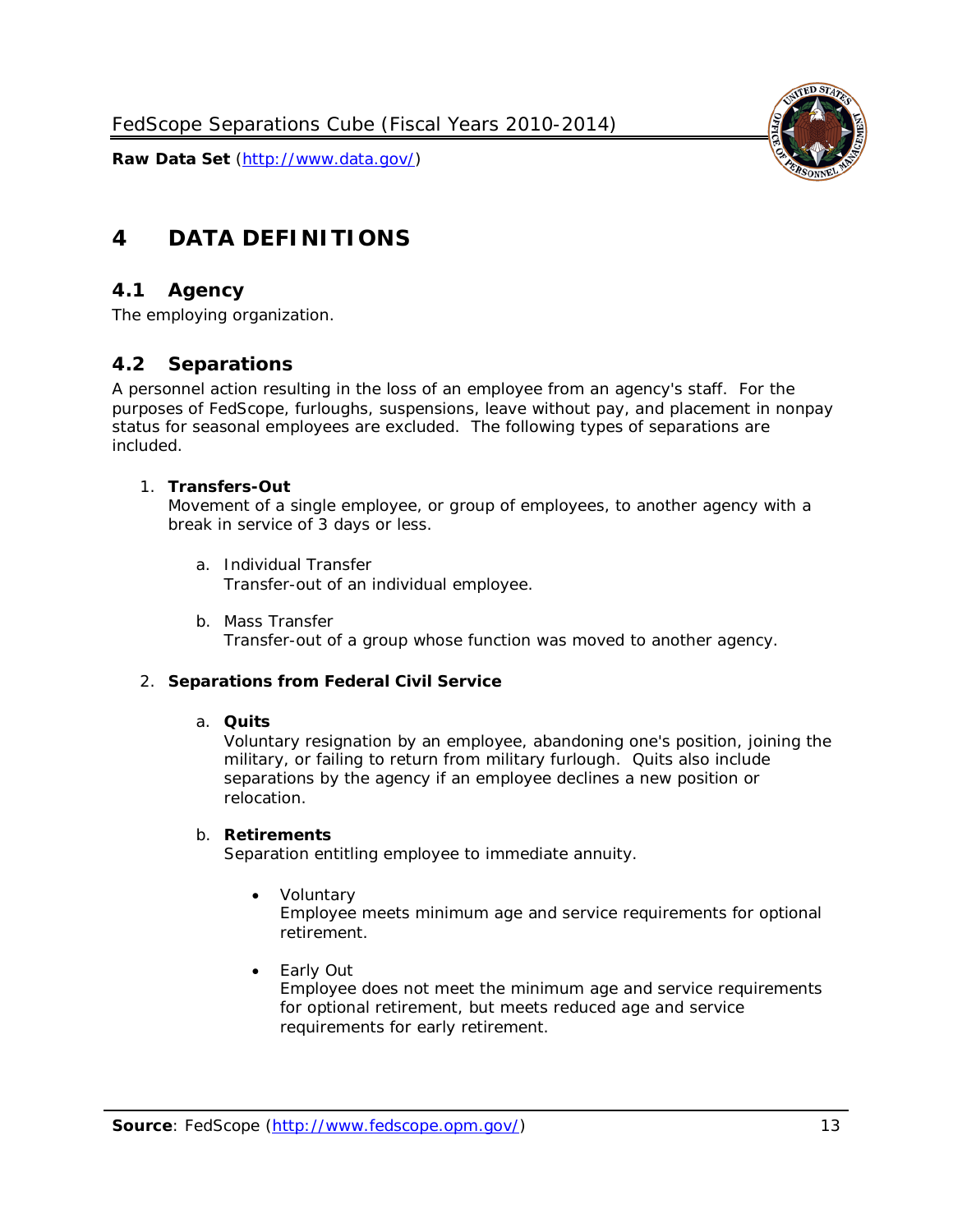# 4 DATA DEFINITIONS

## 4.1 Agency

The employing organization.

## 4.2 Separations

A personnel action resulting in the loss of an employee from an agency's staff. For the purposes of FedScope, furloughs, suspensions, leave without pay, and placement in nonpay status for seasonal employees are excluded. The following types of separations are included.

1. **Transfers-Out**
   Movement of a single employee, or group of employees, to another agency with a break in service of 3 days or less.

   a. Individual Transfer
      Transfer-out of an individual employee.

   b. Mass Transfer
      Transfer-out of a group whose function was moved to another agency.

2. **Separations from Federal Civil Service**

   a. **Quits**
      Voluntary resignation by an employee, abandoning one's position, joining the military, or failing to return from military furlough. Quits also include separations by the agency if an employee declines a new position or relocation.

   b. **Retirements**
      Separation entitling employee to immediate annuity.

      - Voluntary
        Employee meets minimum age and service requirements for optional retirement.

      - Early Out
        Employee does not meet the minimum age and service requirements for optional retirement, but meets reduced age and service requirements for early retirement.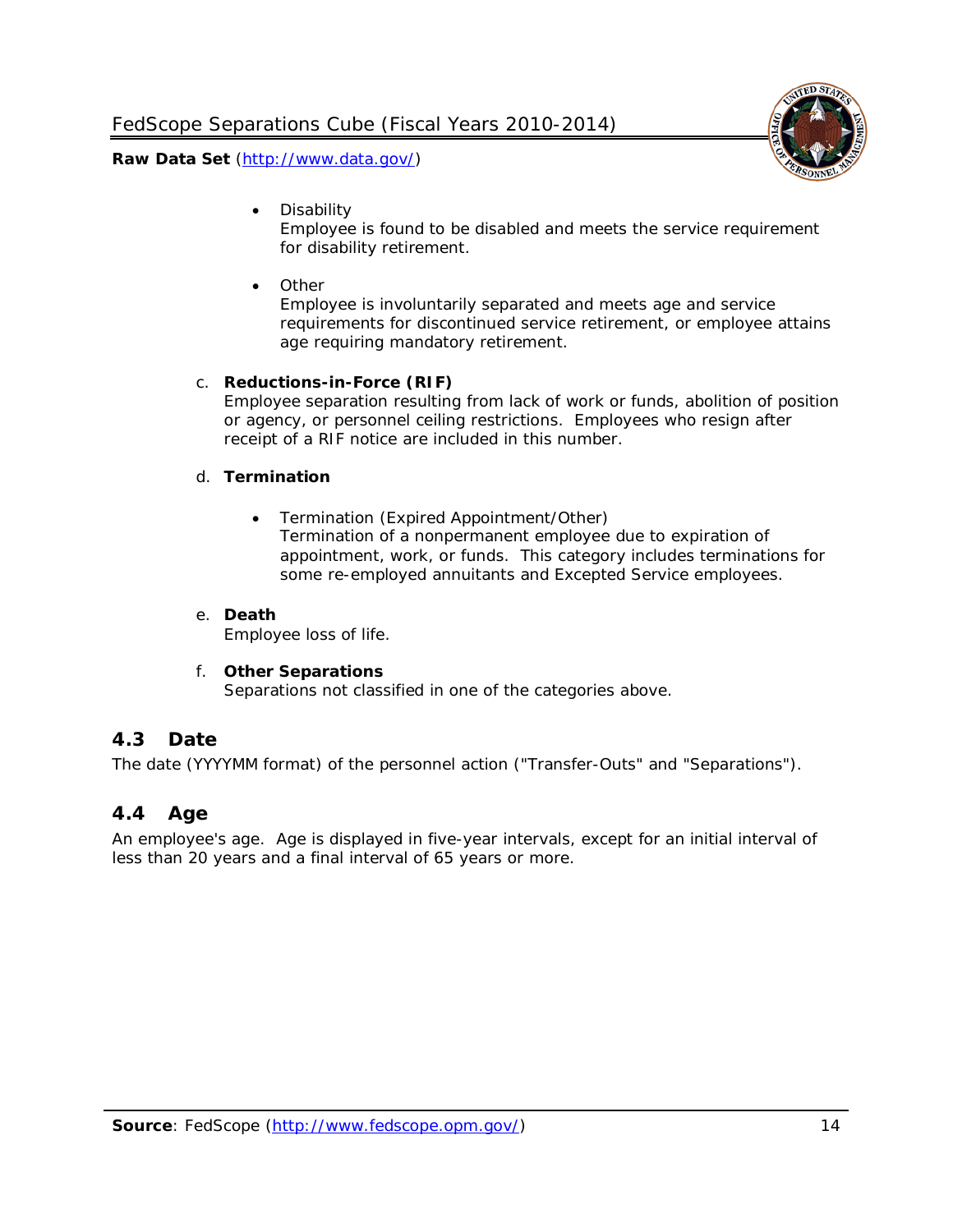- Disability
  Employee is found to be disabled and meets the service requirement for disability retirement.

- Other
  Employee is involuntarily separated and meets age and service requirements for discontinued service retirement, or employee attains age requiring mandatory retirement.

c. **Reductions-in-Force (RIF)**
   Employee separation resulting from lack of work or funds, abolition of position or agency, or personnel ceiling restrictions. Employees who resign after receipt of a RIF notice are included in this number.

d. **Termination**

   - Termination (Expired Appointment/Other)
     Termination of a nonpermanent employee due to expiration of appointment, work, or funds. This category includes terminations for some re-employed annuitants and Excepted Service employees.

e. **Death**
   Employee loss of life.

f. **Other Separations**
   Separations not classified in one of the categories above.

## 4.3 Date

The date (YYYYMM format) of the personnel action ("Transfer-Outs" and "Separations").

## 4.4 Age

An employee's age. Age is displayed in five-year intervals, except for an initial interval of less than 20 years and a final interval of 65 years or more.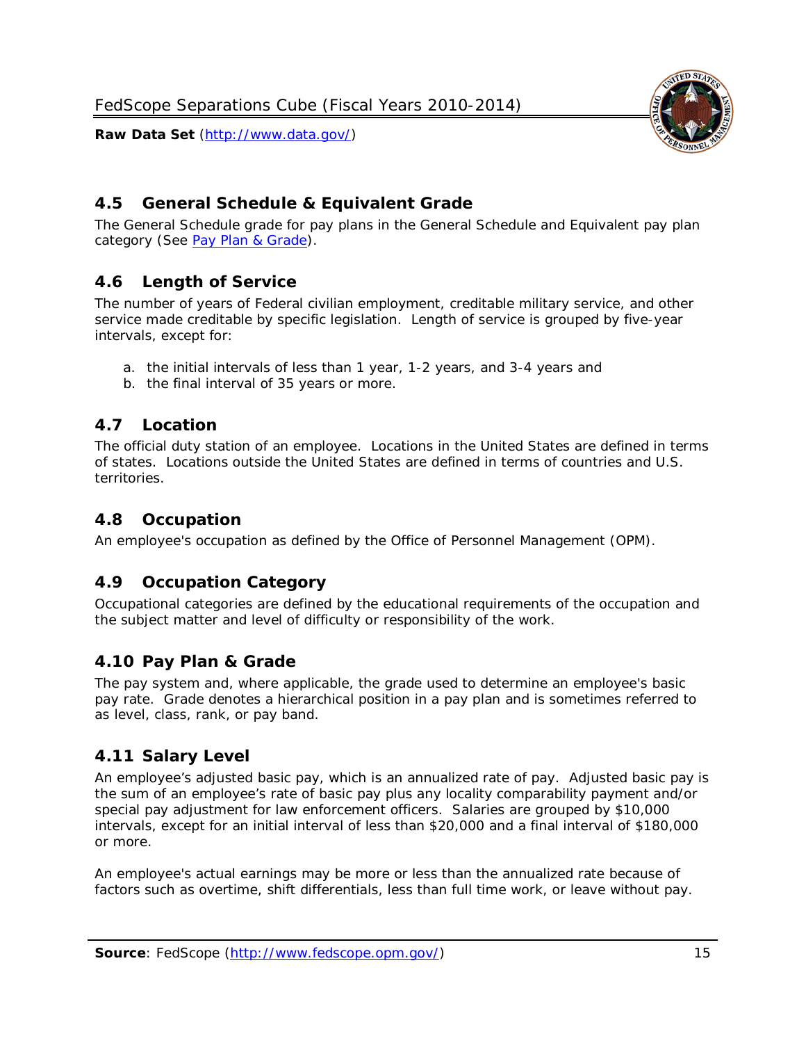## 4.5 General Schedule & Equivalent Grade

The General Schedule grade for pay plans in the General Schedule and Equivalent pay plan category (See Pay Plan & Grade).

## 4.6 Length of Service

The number of years of Federal civilian employment, creditable military service, and other service made creditable by specific legislation. Length of service is grouped by five-year intervals, except for:

a. the initial intervals of less than 1 year, 1-2 years, and 3-4 years and
b. the final interval of 35 years or more.

## 4.7 Location

The official duty station of an employee. Locations in the United States are defined in terms of states. Locations outside the United States are defined in terms of countries and U.S. territories.

## 4.8 Occupation

An employee's occupation as defined by the Office of Personnel Management (OPM).

## 4.9 Occupation Category

Occupational categories are defined by the educational requirements of the occupation and the subject matter and level of difficulty or responsibility of the work.

## 4.10 Pay Plan & Grade

The pay system and, where applicable, the grade used to determine an employee's basic pay rate. Grade denotes a hierarchical position in a pay plan and is sometimes referred to as level, class, rank, or pay band.

## 4.11 Salary Level

An employee's adjusted basic pay, which is an annualized rate of pay. Adjusted basic pay is the sum of an employee's rate of basic pay plus any locality comparability payment and/or special pay adjustment for law enforcement officers. Salaries are grouped by $10,000 intervals, except for an initial interval of less than $20,000 and a final interval of $180,000 or more.

An employee's actual earnings may be more or less than the annualized rate because of factors such as overtime, shift differentials, less than full time work, or leave without pay.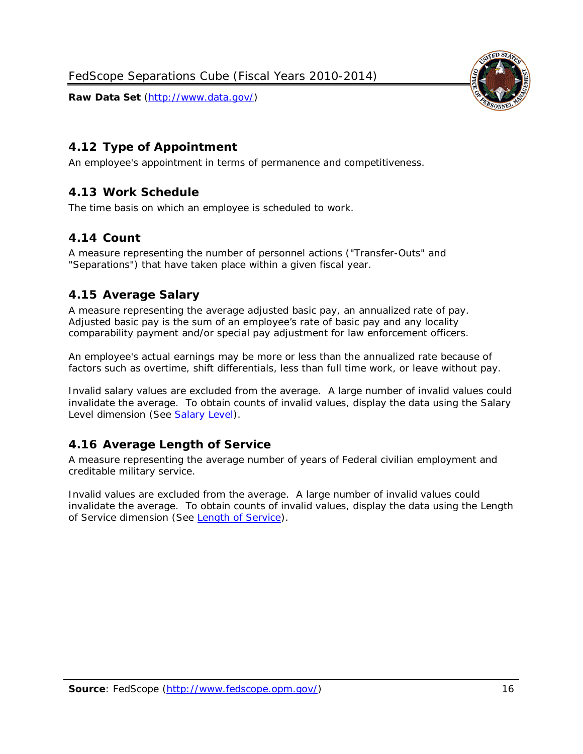## 4.12 Type of Appointment

An employee's appointment in terms of permanence and competitiveness.

## 4.13 Work Schedule

The time basis on which an employee is scheduled to work.

## 4.14 Count

A measure representing the number of personnel actions ("Transfer-Outs" and "Separations") that have taken place within a given fiscal year.

## 4.15 Average Salary

A measure representing the average adjusted basic pay, an annualized rate of pay. Adjusted basic pay is the sum of an employee's rate of basic pay and any locality comparability payment and/or special pay adjustment for law enforcement officers.

An employee's actual earnings may be more or less than the annualized rate because of factors such as overtime, shift differentials, less than full time work, or leave without pay.

Invalid salary values are excluded from the average. A large number of invalid values could invalidate the average. To obtain counts of invalid values, display the data using the Salary Level dimension (See Salary Level).

## 4.16 Average Length of Service

A measure representing the average number of years of Federal civilian employment and creditable military service.

Invalid values are excluded from the average. A large number of invalid values could invalidate the average. To obtain counts of invalid values, display the data using the Length of Service dimension (See Length of Service).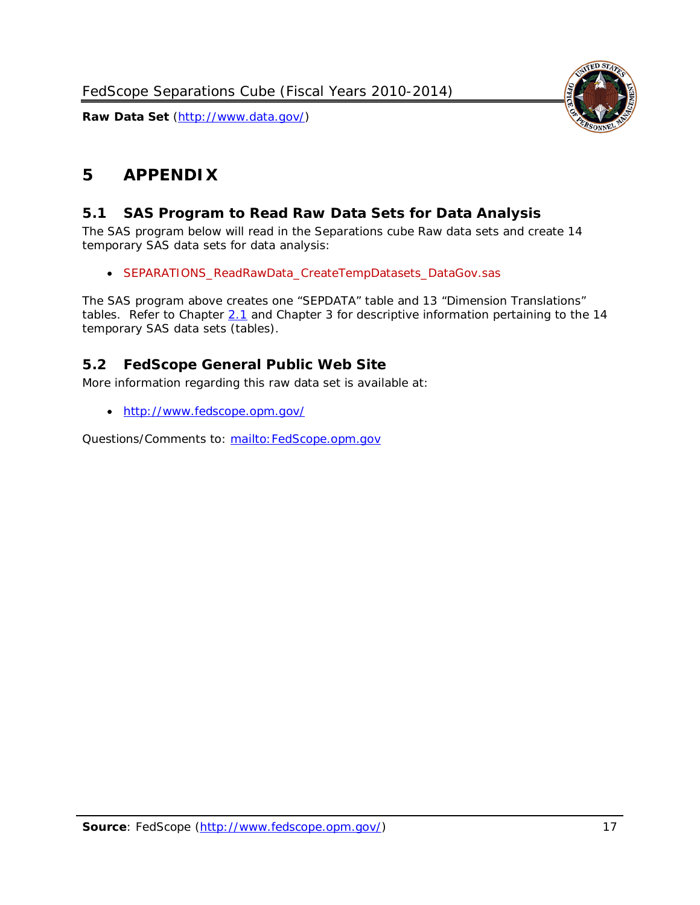# 5 APPENDIX

## 5.1 SAS Program to Read Raw Data Sets for Data Analysis

The SAS program below will read in the Separations cube Raw data sets and create 14 temporary SAS data sets for data analysis:

- SEPARATIONS_ReadRawData_CreateTempDatasets_DataGov.sas

The SAS program above creates one "SEPDATA" table and 13 "Dimension Translations" tables. Refer to Chapter 2.1 and Chapter 3 for descriptive information pertaining to the 14 temporary SAS data sets (tables).

## 5.2 FedScope General Public Web Site

More information regarding this raw data set is available at:

- http://www.fedscope.opm.gov/

Questions/Comments to: mailto:FedScope.opm.gov